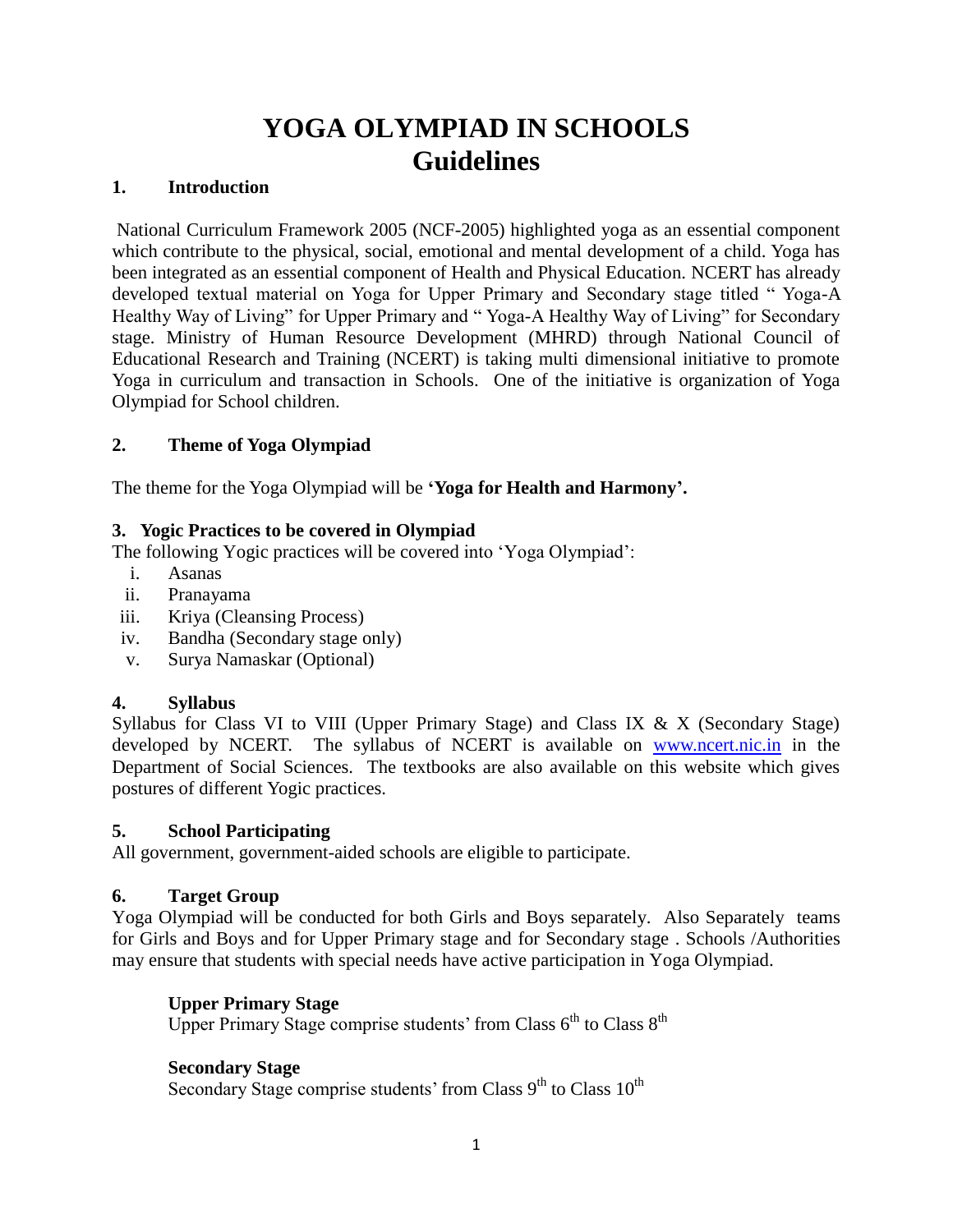# YOGA OLYMPIAD IN SCHOOLS
# Guidelines

## 1. Introduction

National Curriculum Framework 2005 (NCF-2005) highlighted yoga as an essential component which contribute to the physical, social, emotional and mental development of a child. Yoga has been integrated as an essential component of Health and Physical Education. NCERT has already developed textual material on Yoga for Upper Primary and Secondary stage titled " Yoga-A Healthy Way of Living" for Upper Primary and " Yoga-A Healthy Way of Living" for Secondary stage. Ministry of Human Resource Development (MHRD) through National Council of Educational Research and Training (NCERT) is taking multi dimensional initiative to promote Yoga in curriculum and transaction in Schools. One of the initiative is organization of Yoga Olympiad for School children.

## 2. Theme of Yoga Olympiad

The theme for the Yoga Olympiad will be **'Yoga for Health and Harmony'.**

## 3. Yogic Practices to be covered in Olympiad

The following Yogic practices will be covered into 'Yoga Olympiad':

i. Asanas
ii. Pranayama
iii. Kriya (Cleansing Process)
iv. Bandha (Secondary stage only)
v. Surya Namaskar (Optional)

## 4. Syllabus

Syllabus for Class VI to VIII (Upper Primary Stage) and Class IX & X (Secondary Stage) developed by NCERT. The syllabus of NCERT is available on www.ncert.nic.in in the Department of Social Sciences. The textbooks are also available on this website which gives postures of different Yogic practices.

## 5. School Participating

All government, government-aided schools are eligible to participate.

## 6. Target Group

Yoga Olympiad will be conducted for both Girls and Boys separately. Also Separately teams for Girls and Boys and for Upper Primary stage and for Secondary stage . Schools /Authorities may ensure that students with special needs have active participation in Yoga Olympiad.

**Upper Primary Stage**

Upper Primary Stage comprise students' from Class 6th to Class 8th

**Secondary Stage**

Secondary Stage comprise students' from Class 9th to Class 10th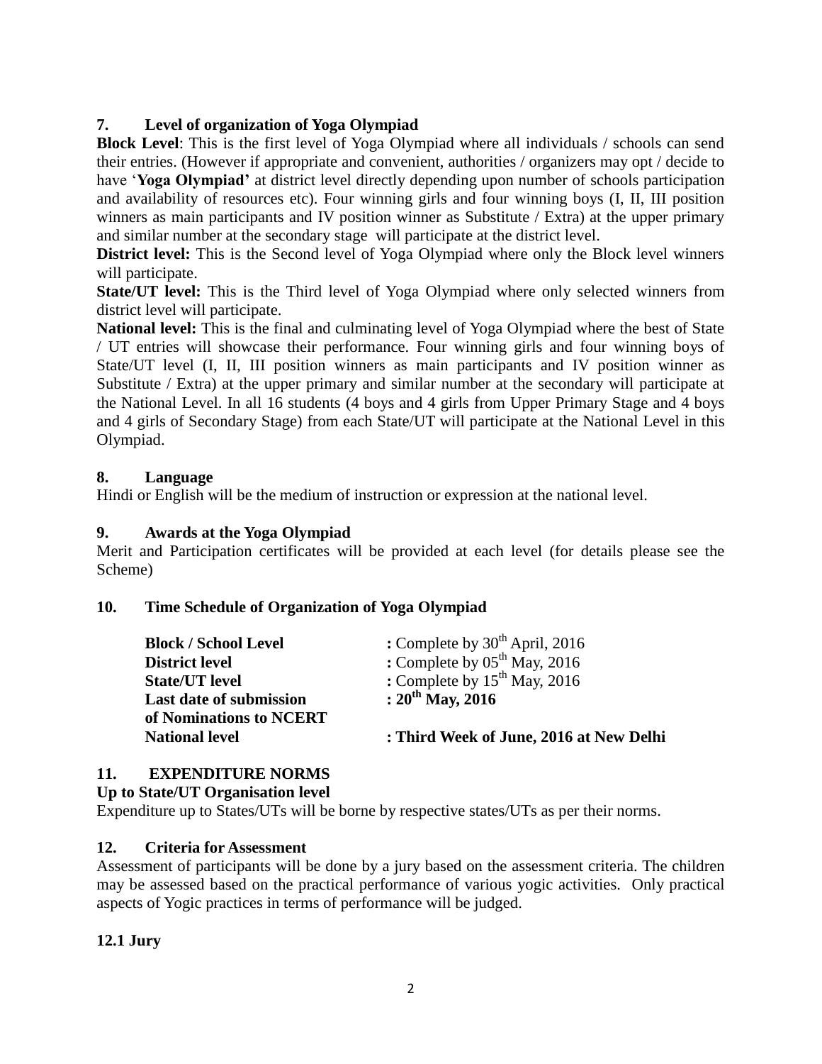### 7. Level of organization of Yoga Olympiad

**Block Level**: This is the first level of Yoga Olympiad where all individuals / schools can send their entries. (However if appropriate and convenient, authorities / organizers may opt / decide to have '**Yoga Olympiad'** at district level directly depending upon number of schools participation and availability of resources etc). Four winning girls and four winning boys (I, II, III position winners as main participants and IV position winner as Substitute / Extra) at the upper primary and similar number at the secondary stage will participate at the district level.

**District level:** This is the Second level of Yoga Olympiad where only the Block level winners will participate.

**State/UT level:** This is the Third level of Yoga Olympiad where only selected winners from district level will participate.

**National level:** This is the final and culminating level of Yoga Olympiad where the best of State / UT entries will showcase their performance. Four winning girls and four winning boys of State/UT level (I, II, III position winners as main participants and IV position winner as Substitute / Extra) at the upper primary and similar number at the secondary will participate at the National Level. In all 16 students (4 boys and 4 girls from Upper Primary Stage and 4 boys and 4 girls of Secondary Stage) from each State/UT will participate at the National Level in this Olympiad.

### 8. Language

Hindi or English will be the medium of instruction or expression at the national level.

### 9. Awards at the Yoga Olympiad

Merit and Participation certificates will be provided at each level (for details please see the Scheme)

### 10. Time Schedule of Organization of Yoga Olympiad

| | |
|---|---|
| **Block / School Level** | **:** Complete by 30th April, 2016 |
| **District level** | **:** Complete by 05th May, 2016 |
| **State/UT level** | **:** Complete by 15th May, 2016 |
| **Last date of submission of Nominations to NCERT** | **: 20th May, 2016** |
| **National level** | **: Third Week of June, 2016 at New Delhi** |

### 11. EXPENDITURE NORMS

**Up to State/UT Organisation level**

Expenditure up to States/UTs will be borne by respective states/UTs as per their norms.

### 12. Criteria for Assessment

Assessment of participants will be done by a jury based on the assessment criteria. The children may be assessed based on the practical performance of various yogic activities. Only practical aspects of Yogic practices in terms of performance will be judged.

#### 12.1 Jury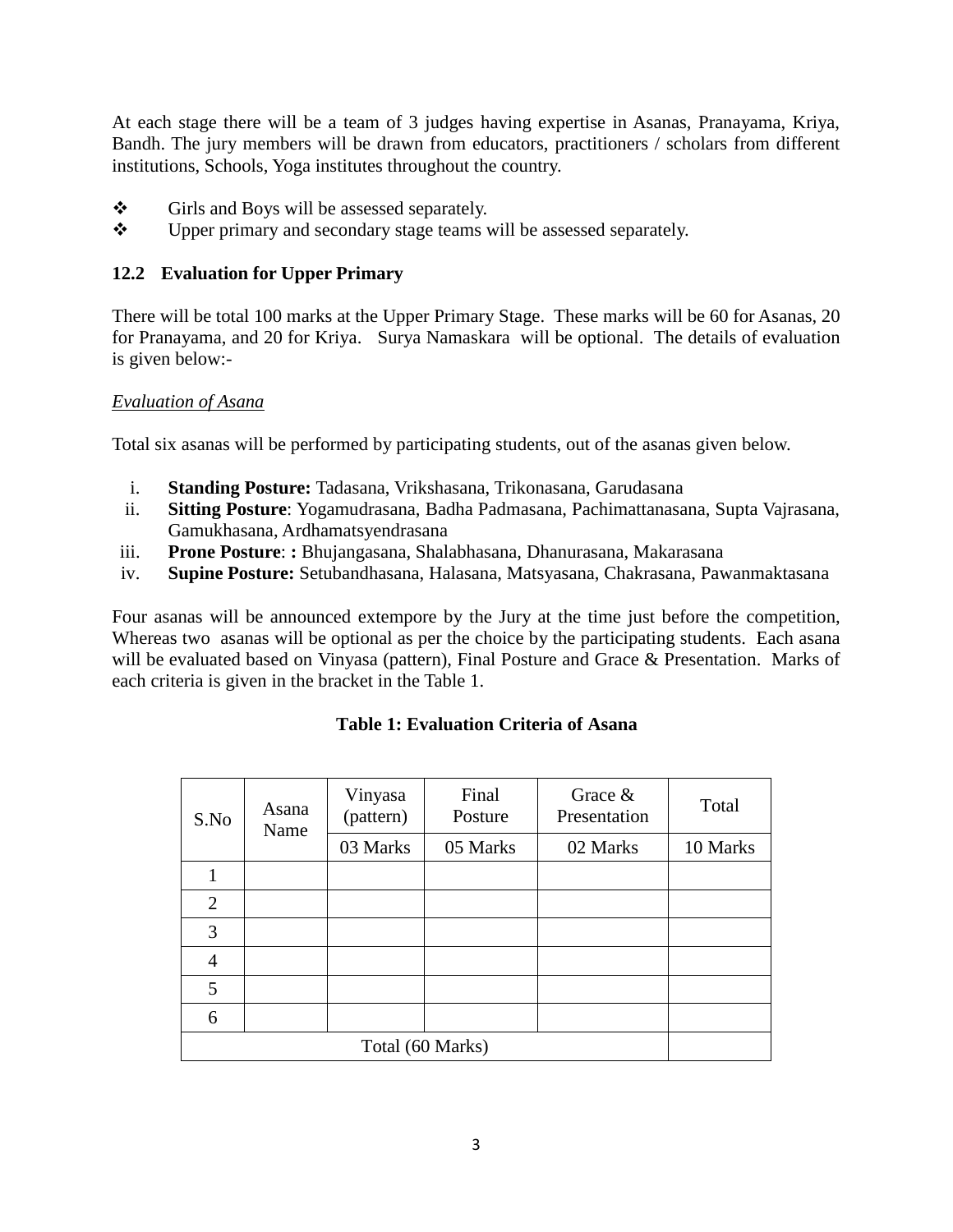At each stage there will be a team of 3 judges having expertise in Asanas, Pranayama, Kriya, Bandh. The jury members will be drawn from educators, practitioners / scholars from different institutions, Schools, Yoga institutes throughout the country.

- Girls and Boys will be assessed separately.
- Upper primary and secondary stage teams will be assessed separately.

### 12.2 Evaluation for Upper Primary

There will be total 100 marks at the Upper Primary Stage. These marks will be 60 for Asanas, 20 for Pranayama, and 20 for Kriya. Surya Namaskara will be optional. The details of evaluation is given below:-

*Evaluation of Asana*

Total six asanas will be performed by participating students, out of the asanas given below.

i. **Standing Posture:** Tadasana, Vrikshasana, Trikonasana, Garudasana
ii. **Sitting Posture**: Yogamudrasana, Badha Padmasana, Pachimattanasana, Supta Vajrasana, Gamukhasana, Ardhamatsyendrasana
iii. **Prone Posture**: **:** Bhujangasana, Shalabhasana, Dhanurasana, Makarasana
iv. **Supine Posture:** Setubandhasana, Halasana, Matsyasana, Chakrasana, Pawanmaktasana

Four asanas will be announced extempore by the Jury at the time just before the competition, Whereas two asanas will be optional as per the choice by the participating students. Each asana will be evaluated based on Vinyasa (pattern), Final Posture and Grace & Presentation. Marks of each criteria is given in the bracket in the Table 1.

**Table 1: Evaluation Criteria of Asana**

| S.No | Asana Name | Vinyasa (pattern) | Final Posture | Grace & Presentation | Total |
|---|---|---|---|---|---|
| | | 03 Marks | 05 Marks | 02 Marks | 10 Marks |
| 1 | | | | | |
| 2 | | | | | |
| 3 | | | | | |
| 4 | | | | | |
| 5 | | | | | |
| 6 | | | | | |
| Total (60 Marks) | | | | | |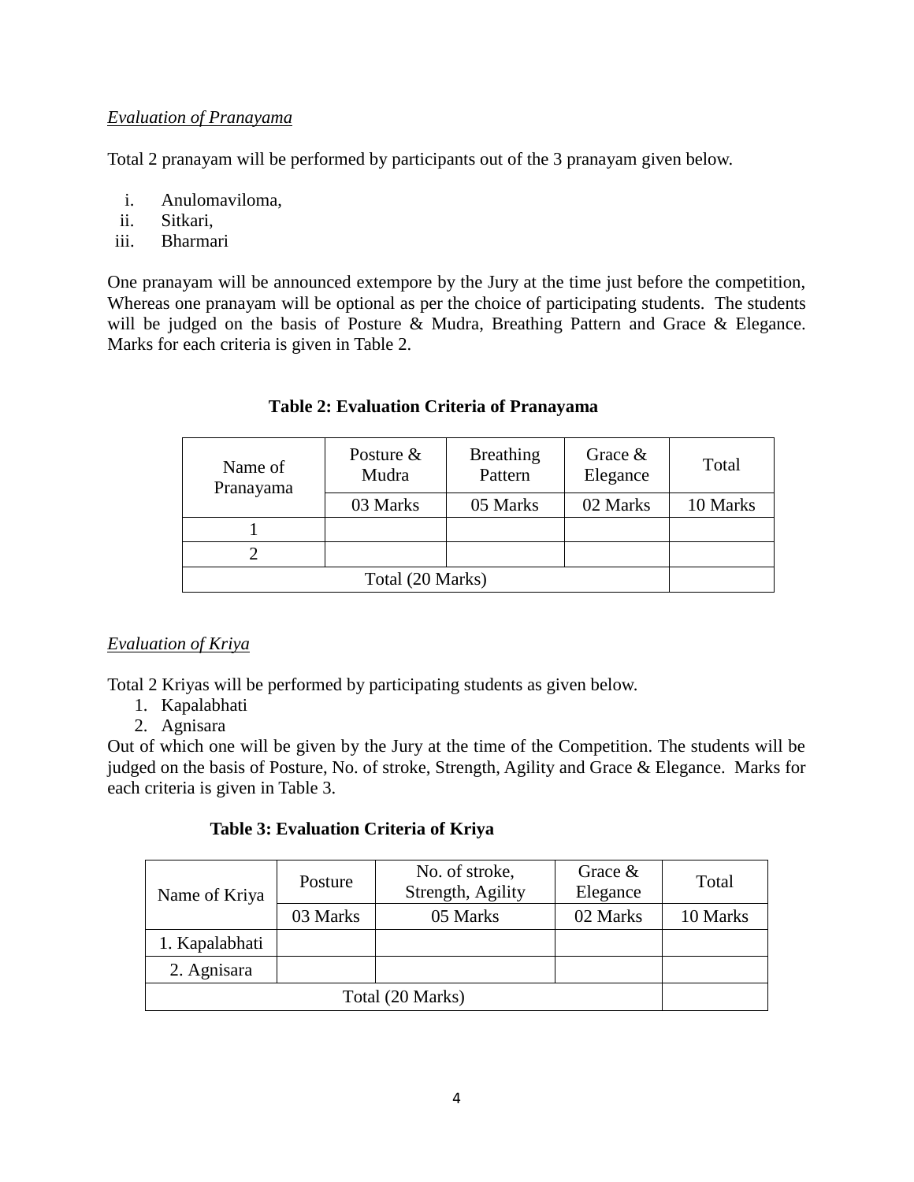*Evaluation of Pranayama*

Total 2 pranayam will be performed by participants out of the 3 pranayam given below.

i. Anulomaviloma,
ii. Sitkari,
iii. Bharmari

One pranayam will be announced extempore by the Jury at the time just before the competition, Whereas one pranayam will be optional as per the choice of participating students. The students will be judged on the basis of Posture & Mudra, Breathing Pattern and Grace & Elegance. Marks for each criteria is given in Table 2.

**Table 2: Evaluation Criteria of Pranayama**

| Name of Pranayama | Posture & Mudra | Breathing Pattern | Grace & Elegance | Total |
|---|---|---|---|---|
| | 03 Marks | 05 Marks | 02 Marks | 10 Marks |
| 1 | | | | |
| 2 | | | | |
| Total (20 Marks) | | | | |

*Evaluation of Kriya*

Total 2 Kriyas will be performed by participating students as given below.

1. Kapalabhati
2. Agnisara

Out of which one will be given by the Jury at the time of the Competition. The students will be judged on the basis of Posture, No. of stroke, Strength, Agility and Grace & Elegance. Marks for each criteria is given in Table 3.

**Table 3: Evaluation Criteria of Kriya**

| Name of Kriya | Posture | No. of stroke, Strength, Agility | Grace & Elegance | Total |
|---|---|---|---|---|
| | 03 Marks | 05 Marks | 02 Marks | 10 Marks |
| 1. Kapalabhati | | | | |
| 2. Agnisara | | | | |
| Total (20 Marks) | | | | |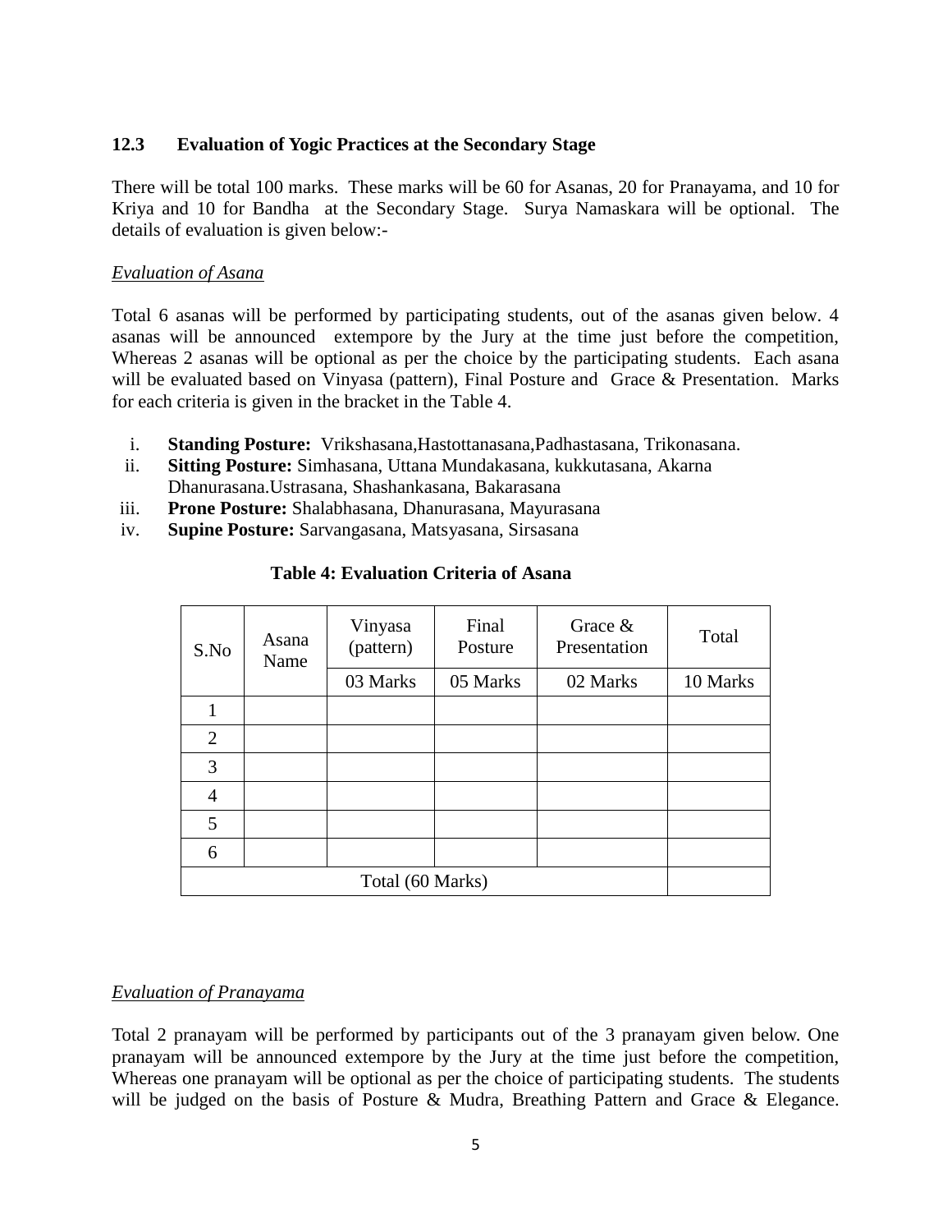### 12.3 Evaluation of Yogic Practices at the Secondary Stage

There will be total 100 marks. These marks will be 60 for Asanas, 20 for Pranayama, and 10 for Kriya and 10 for Bandha at the Secondary Stage. Surya Namaskara will be optional. The details of evaluation is given below:-

*Evaluation of Asana*

Total 6 asanas will be performed by participating students, out of the asanas given below. 4 asanas will be announced extempore by the Jury at the time just before the competition, Whereas 2 asanas will be optional as per the choice by the participating students. Each asana will be evaluated based on Vinyasa (pattern), Final Posture and Grace & Presentation. Marks for each criteria is given in the bracket in the Table 4.

i. **Standing Posture:** Vrikshasana,Hastottanasana,Padhastasana, Trikonasana.
ii. **Sitting Posture:** Simhasana, Uttana Mundakasana, kukkutasana, Akarna Dhanurasana.Ustrasana, Shashankasana, Bakarasana
iii. **Prone Posture:** Shalabhasana, Dhanurasana, Mayurasana
iv. **Supine Posture:** Sarvangasana, Matsyasana, Sirsasana

**Table 4: Evaluation Criteria of Asana**

| S.No | Asana Name | Vinyasa (pattern) | Final Posture | Grace & Presentation | Total |
|---|---|---|---|---|---|
| | | 03 Marks | 05 Marks | 02 Marks | 10 Marks |
| 1 | | | | | |
| 2 | | | | | |
| 3 | | | | | |
| 4 | | | | | |
| 5 | | | | | |
| 6 | | | | | |
| Total (60 Marks) | | | | | |

*Evaluation of Pranayama*

Total 2 pranayam will be performed by participants out of the 3 pranayam given below. One pranayam will be announced extempore by the Jury at the time just before the competition, Whereas one pranayam will be optional as per the choice of participating students. The students will be judged on the basis of Posture & Mudra, Breathing Pattern and Grace & Elegance.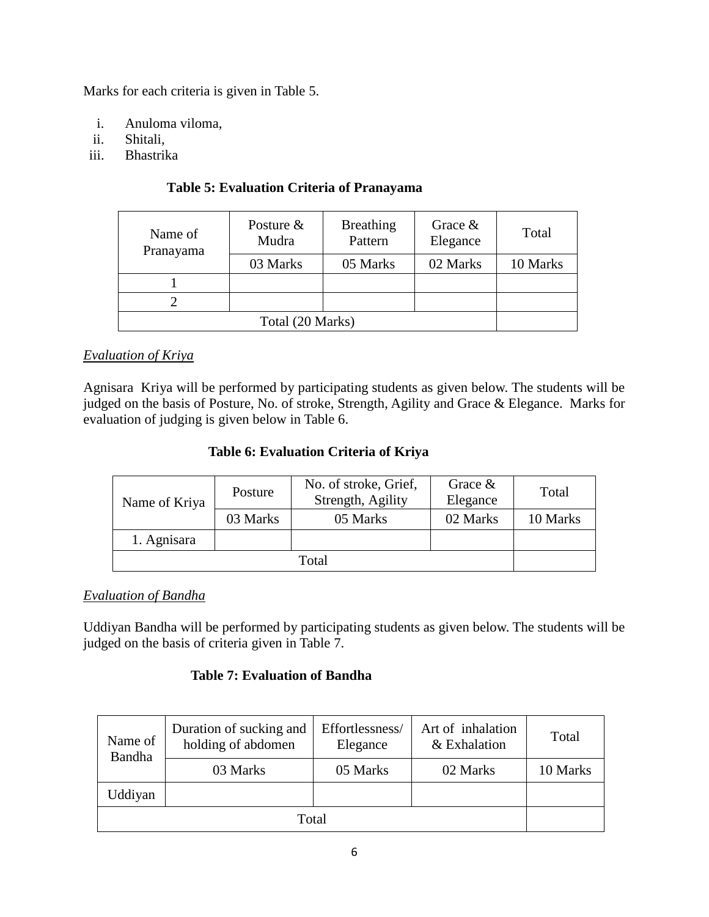Marks for each criteria is given in Table 5.

i. Anuloma viloma,
ii. Shitali,
iii. Bhastrika

**Table 5: Evaluation Criteria of Pranayama**

| Name of Pranayama | Posture & Mudra | Breathing Pattern | Grace & Elegance | Total |
|---|---|---|---|---|
| | 03 Marks | 05 Marks | 02 Marks | 10 Marks |
| 1 | | | | |
| 2 | | | | |
| Total (20 Marks) | | | | |

*Evaluation of Kriya*

Agnisara Kriya will be performed by participating students as given below. The students will be judged on the basis of Posture, No. of stroke, Strength, Agility and Grace & Elegance. Marks for evaluation of judging is given below in Table 6.

**Table 6: Evaluation Criteria of Kriya**

| Name of Kriya | Posture | No. of stroke, Grief, Strength, Agility | Grace & Elegance | Total |
|---|---|---|---|---|
| | 03 Marks | 05 Marks | 02 Marks | 10 Marks |
| 1. Agnisara | | | | |
| Total | | | | |

*Evaluation of Bandha*

Uddiyan Bandha will be performed by participating students as given below. The students will be judged on the basis of criteria given in Table 7.

**Table 7: Evaluation of Bandha**

| Name of Bandha | Duration of sucking and holding of abdomen | Effortlessness/ Elegance | Art of inhalation & Exhalation | Total |
|---|---|---|---|---|
| | 03 Marks | 05 Marks | 02 Marks | 10 Marks |
| Uddiyan | | | | |
| Total | | | | |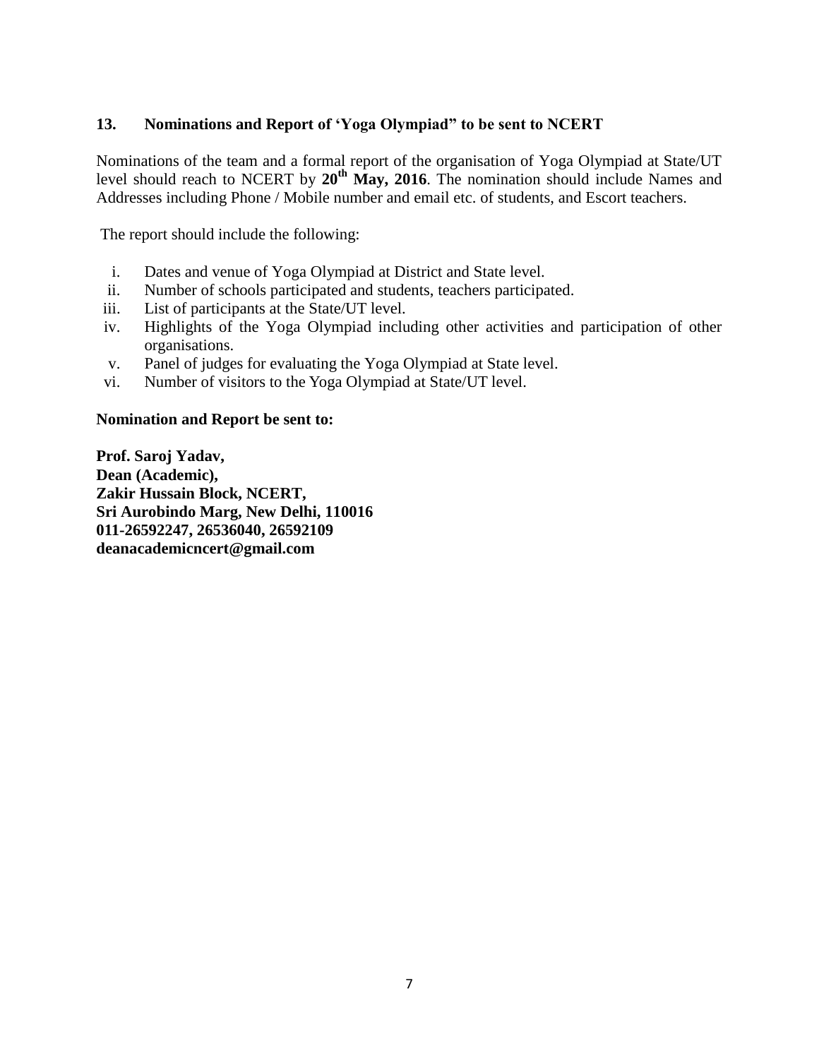### 13. Nominations and Report of 'Yoga Olympiad" to be sent to NCERT

Nominations of the team and a formal report of the organisation of Yoga Olympiad at State/UT level should reach to NCERT by **20th May, 2016**. The nomination should include Names and Addresses including Phone / Mobile number and email etc. of students, and Escort teachers.

The report should include the following:

i. Dates and venue of Yoga Olympiad at District and State level.
ii. Number of schools participated and students, teachers participated.
iii. List of participants at the State/UT level.
iv. Highlights of the Yoga Olympiad including other activities and participation of other organisations.
v. Panel of judges for evaluating the Yoga Olympiad at State level.
vi. Number of visitors to the Yoga Olympiad at State/UT level.

**Nomination and Report be sent to:**

**Prof. Saroj Yadav,**
**Dean (Academic),**
**Zakir Hussain Block, NCERT,**
**Sri Aurobindo Marg, New Delhi, 110016**
**011-26592247, 26536040, 26592109**
**deanacademicncert@gmail.com**